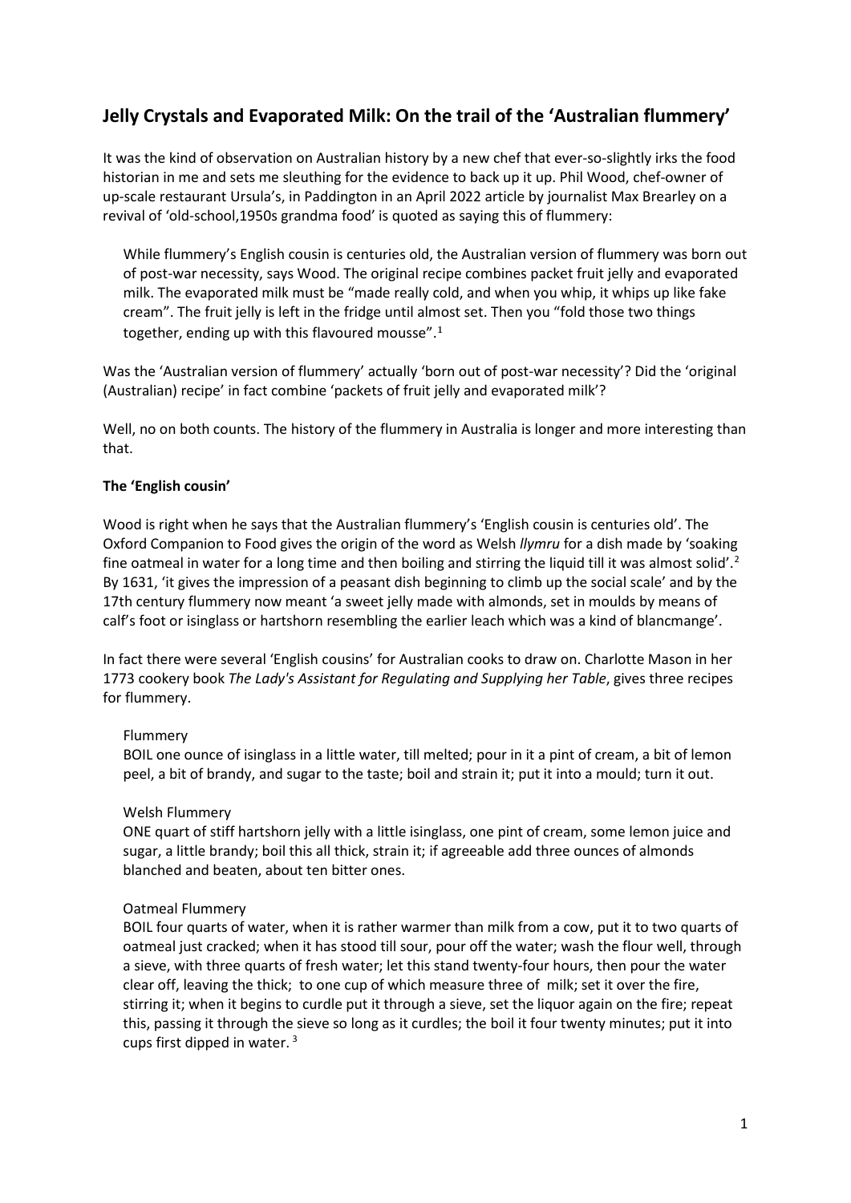## Jelly Crystals and Evaporated Milk: On the trail of the 'Australian flummery'

It was the kind of observation on Australian history by a new chef that ever-so-slightly irks the food historian in me and sets me sleuthing for the evidence to back up it up. Phil Wood, chef-owner of up-scale restaurant Ursula's, in Paddington in an April 2022 article by journalist Max Brearley on a revival of 'old-school,1950s grandma food' is quoted as saying this of flummery:

> While flummery's English cousin is centuries old, the Australian version of flummery was born out of post-war necessity, says Wood. The original recipe combines packet fruit jelly and evaporated milk. The evaporated milk must be "made really cold, and when you whip, it whips up like fake cream". The fruit jelly is left in the fridge until almost set. Then you "fold those two things together, ending up with this flavoured mousse".[1]

Was the 'Australian version of flummery' actually 'born out of post-war necessity'? Did the 'original (Australian) recipe' in fact combine 'packets of fruit jelly and evaporated milk'?

Well, no on both counts. The history of the flummery in Australia is longer and more interesting than that.

**The 'English cousin'**

Wood is right when he says that the Australian flummery's 'English cousin is centuries old'. The Oxford Companion to Food gives the origin of the word as Welsh *llymru* for a dish made by 'soaking fine oatmeal in water for a long time and then boiling and stirring the liquid till it was almost solid'.[2] By 1631, 'it gives the impression of a peasant dish beginning to climb up the social scale' and by the 17th century flummery now meant 'a sweet jelly made with almonds, set in moulds by means of calf's foot or isinglass or hartshorn resembling the earlier leach which was a kind of blancmange'.

In fact there were several 'English cousins' for Australian cooks to draw on. Charlotte Mason in her 1773 cookery book *The Lady's Assistant for Regulating and Supplying her Table*, gives three recipes for flummery.

> Flummery
>
> BOIL one ounce of isinglass in a little water, till melted; pour in it a pint of cream, a bit of lemon peel, a bit of brandy, and sugar to the taste; boil and strain it; put it into a mould; turn it out.
>
> Welsh Flummery
>
> ONE quart of stiff hartshorn jelly with a little isinglass, one pint of cream, some lemon juice and sugar, a little brandy; boil this all thick, strain it; if agreeable add three ounces of almonds blanched and beaten, about ten bitter ones.
>
> Oatmeal Flummery
>
> BOIL four quarts of water, when it is rather warmer than milk from a cow, put it to two quarts of oatmeal just cracked; when it has stood till sour, pour off the water; wash the flour well, through a sieve, with three quarts of fresh water; let this stand twenty-four hours, then pour the water clear off, leaving the thick; to one cup of which measure three of milk; set it over the fire, stirring it; when it begins to curdle put it through a sieve, set the liquor again on the fire; repeat this, passing it through the sieve so long as it curdles; the boil it four twenty minutes; put it into cups first dipped in water.[3]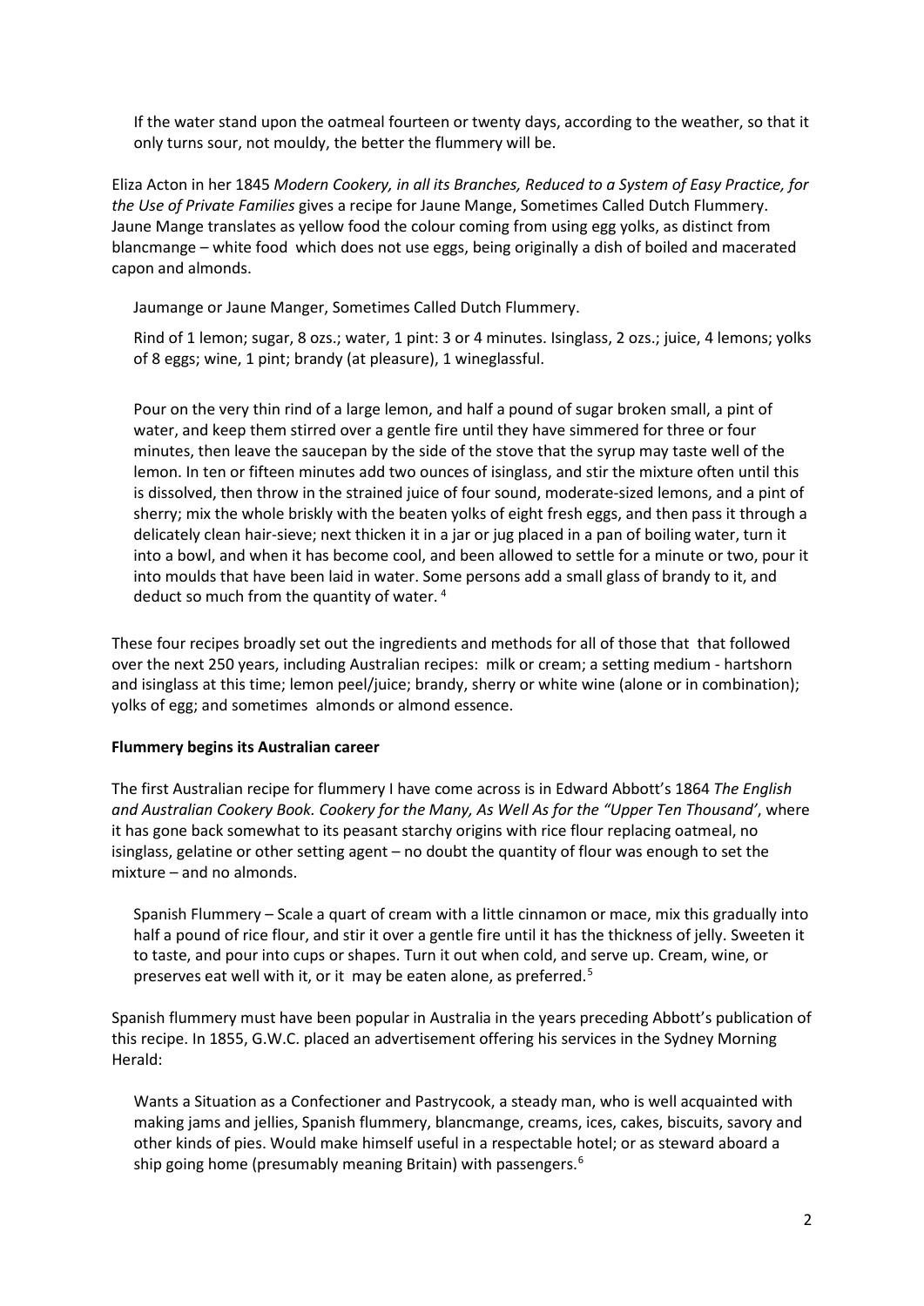If the water stand upon the oatmeal fourteen or twenty days, according to the weather, so that it only turns sour, not mouldy, the better the flummery will be.

Eliza Acton in her 1845 *Modern Cookery, in all its Branches, Reduced to a System of Easy Practice, for the Use of Private Families* gives a recipe for Jaune Mange, Sometimes Called Dutch Flummery. Jaune Mange translates as yellow food the colour coming from using egg yolks, as distinct from blancmange – white food which does not use eggs, being originally a dish of boiled and macerated capon and almonds.

> Jaumange or Jaune Manger, Sometimes Called Dutch Flummery.
>
> Rind of 1 lemon; sugar, 8 ozs.; water, 1 pint: 3 or 4 minutes. Isinglass, 2 ozs.; juice, 4 lemons; yolks of 8 eggs; wine, 1 pint; brandy (at pleasure), 1 wineglassful.
>
> Pour on the very thin rind of a large lemon, and half a pound of sugar broken small, a pint of water, and keep them stirred over a gentle fire until they have simmered for three or four minutes, then leave the saucepan by the side of the stove that the syrup may taste well of the lemon. In ten or fifteen minutes add two ounces of isinglass, and stir the mixture often until this is dissolved, then throw in the strained juice of four sound, moderate-sized lemons, and a pint of sherry; mix the whole briskly with the beaten yolks of eight fresh eggs, and then pass it through a delicately clean hair-sieve; next thicken it in a jar or jug placed in a pan of boiling water, turn it into a bowl, and when it has become cool, and been allowed to settle for a minute or two, pour it into moulds that have been laid in water. Some persons add a small glass of brandy to it, and deduct so much from the quantity of water. [4]

These four recipes broadly set out the ingredients and methods for all of those that that followed over the next 250 years, including Australian recipes: milk or cream; a setting medium - hartshorn and isinglass at this time; lemon peel/juice; brandy, sherry or white wine (alone or in combination); yolks of egg; and sometimes almonds or almond essence.

**Flummery begins its Australian career**

The first Australian recipe for flummery I have come across is in Edward Abbott's 1864 *The English and Australian Cookery Book. Cookery for the Many, As Well As for the "Upper Ten Thousand'*, where it has gone back somewhat to its peasant starchy origins with rice flour replacing oatmeal, no isinglass, gelatine or other setting agent – no doubt the quantity of flour was enough to set the mixture – and no almonds.

> Spanish Flummery – Scale a quart of cream with a little cinnamon or mace, mix this gradually into half a pound of rice flour, and stir it over a gentle fire until it has the thickness of jelly. Sweeten it to taste, and pour into cups or shapes. Turn it out when cold, and serve up. Cream, wine, or preserves eat well with it, or it may be eaten alone, as preferred.[5]

Spanish flummery must have been popular in Australia in the years preceding Abbott's publication of this recipe. In 1855, G.W.C. placed an advertisement offering his services in the Sydney Morning Herald:

> Wants a Situation as a Confectioner and Pastrycook, a steady man, who is well acquainted with making jams and jellies, Spanish flummery, blancmange, creams, ices, cakes, biscuits, savory and other kinds of pies. Would make himself useful in a respectable hotel; or as steward aboard a ship going home (presumably meaning Britain) with passengers.[6]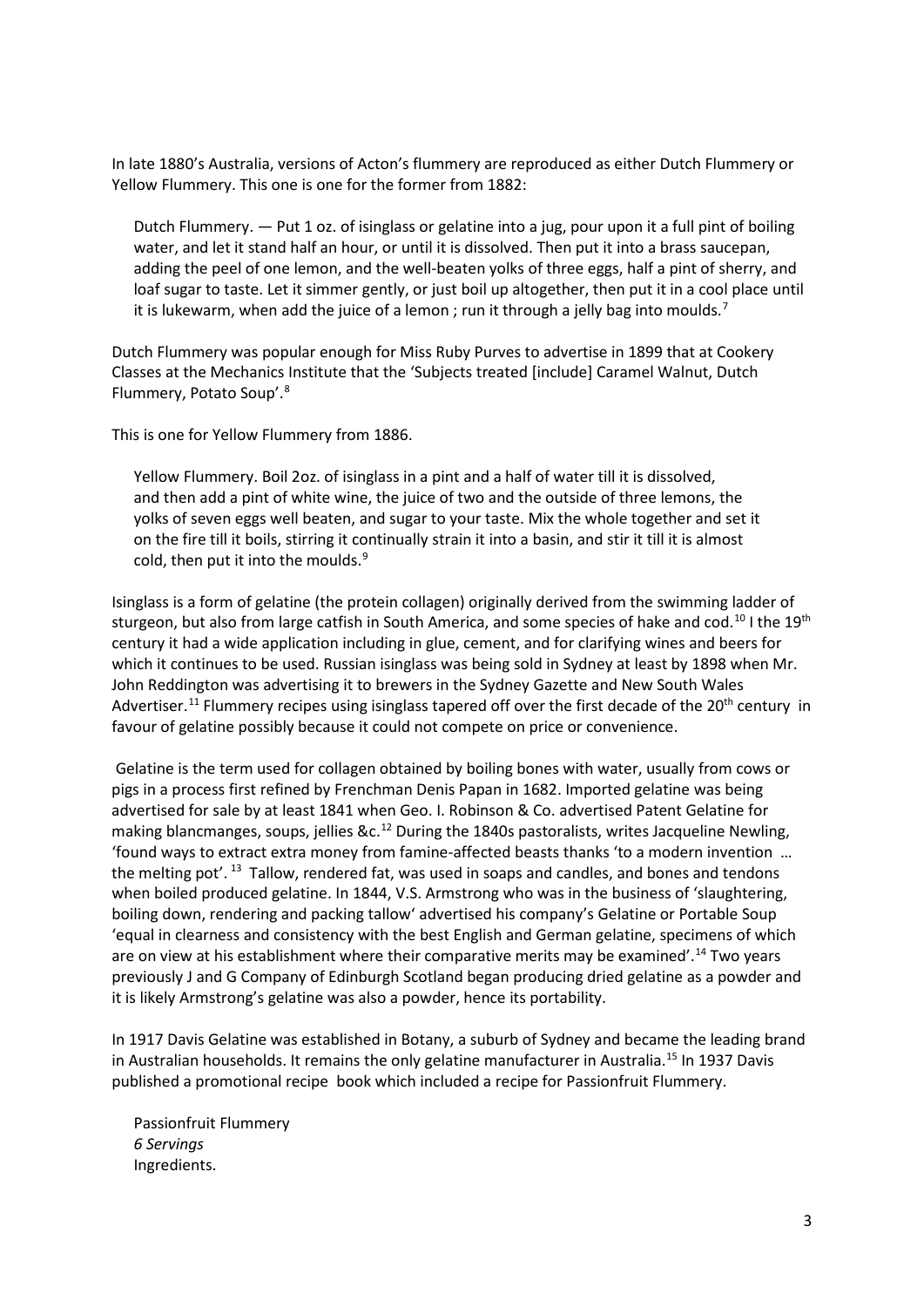In late 1880's Australia, versions of Acton's flummery are reproduced as either Dutch Flummery or Yellow Flummery. This one is one for the former from 1882:

> Dutch Flummery. — Put 1 oz. of isinglass or gelatine into a jug, pour upon it a full pint of boiling water, and let it stand half an hour, or until it is dissolved. Then put it into a brass saucepan, adding the peel of one lemon, and the well-beaten yolks of three eggs, half a pint of sherry, and loaf sugar to taste. Let it simmer gently, or just boil up altogether, then put it in a cool place until it is lukewarm, when add the juice of a lemon ; run it through a jelly bag into moulds.[7]

Dutch Flummery was popular enough for Miss Ruby Purves to advertise in 1899 that at Cookery Classes at the Mechanics Institute that the 'Subjects treated [include] Caramel Walnut, Dutch Flummery, Potato Soup'.[8]

This is one for Yellow Flummery from 1886.

> Yellow Flummery. Boil 2oz. of isinglass in a pint and a half of water till it is dissolved, and then add a pint of white wine, the juice of two and the outside of three lemons, the yolks of seven eggs well beaten, and sugar to your taste. Mix the whole together and set it on the fire till it boils, stirring it continually strain it into a basin, and stir it till it is almost cold, then put it into the moulds.[9]

Isinglass is a form of gelatine (the protein collagen) originally derived from the swimming ladder of sturgeon, but also from large catfish in South America, and some species of hake and cod.[10] I the 19th century it had a wide application including in glue, cement, and for clarifying wines and beers for which it continues to be used. Russian isinglass was being sold in Sydney at least by 1898 when Mr. John Reddington was advertising it to brewers in the Sydney Gazette and New South Wales Advertiser.[11] Flummery recipes using isinglass tapered off over the first decade of the 20th century in favour of gelatine possibly because it could not compete on price or convenience.

Gelatine is the term used for collagen obtained by boiling bones with water, usually from cows or pigs in a process first refined by Frenchman Denis Papan in 1682. Imported gelatine was being advertised for sale by at least 1841 when Geo. I. Robinson & Co. advertised Patent Gelatine for making blancmanges, soups, jellies &c.[12] During the 1840s pastoralists, writes Jacqueline Newling, 'found ways to extract extra money from famine-affected beasts thanks 'to a modern invention … the melting pot'.[13] Tallow, rendered fat, was used in soaps and candles, and bones and tendons when boiled produced gelatine. In 1844, V.S. Armstrong who was in the business of 'slaughtering, boiling down, rendering and packing tallow' advertised his company's Gelatine or Portable Soup 'equal in clearness and consistency with the best English and German gelatine, specimens of which are on view at his establishment where their comparative merits may be examined'.[14] Two years previously J and G Company of Edinburgh Scotland began producing dried gelatine as a powder and it is likely Armstrong's gelatine was also a powder, hence its portability.

In 1917 Davis Gelatine was established in Botany, a suburb of Sydney and became the leading brand in Australian households. It remains the only gelatine manufacturer in Australia.[15] In 1937 Davis published a promotional recipe book which included a recipe for Passionfruit Flummery.

> Passionfruit Flummery
> *6 Servings*
> Ingredients.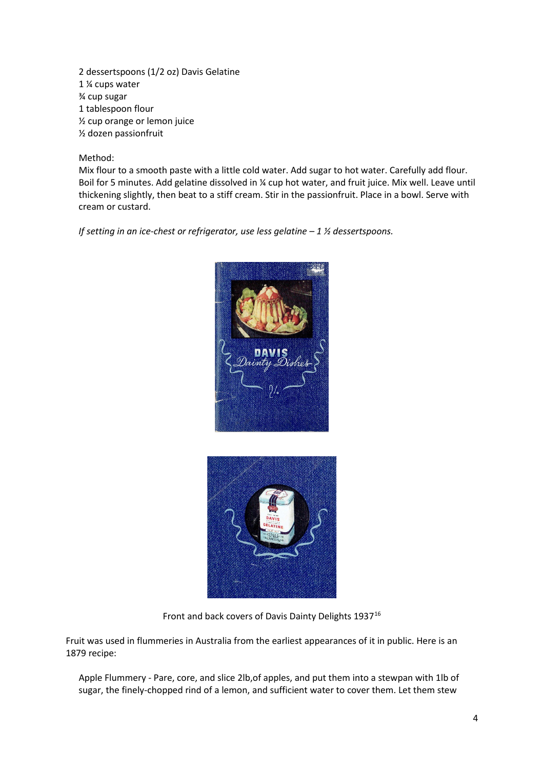2 dessertspoons (1/2 oz) Davis Gelatine
1 ¼ cups water
¾ cup sugar
1 tablespoon flour
½ cup orange or lemon juice
½ dozen passionfruit

Method:
Mix flour to a smooth paste with a little cold water. Add sugar to hot water. Carefully add flour. Boil for 5 minutes. Add gelatine dissolved in ¼ cup hot water, and fruit juice. Mix well. Leave until thickening slightly, then beat to a stiff cream. Stir in the passionfruit. Place in a bowl. Serve with cream or custard.

*If setting in an ice-chest or refrigerator, use less gelatine – 1 ½ dessertspoons.*

Front and back covers of Davis Dainty Delights 1937[16]

Fruit was used in flummeries in Australia from the earliest appearances of it in public. Here is an 1879 recipe:

> Apple Flummery - Pare, core, and slice 2lb,of apples, and put them into a stewpan with 1lb of sugar, the finely-chopped rind of a lemon, and sufficient water to cover them. Let them stew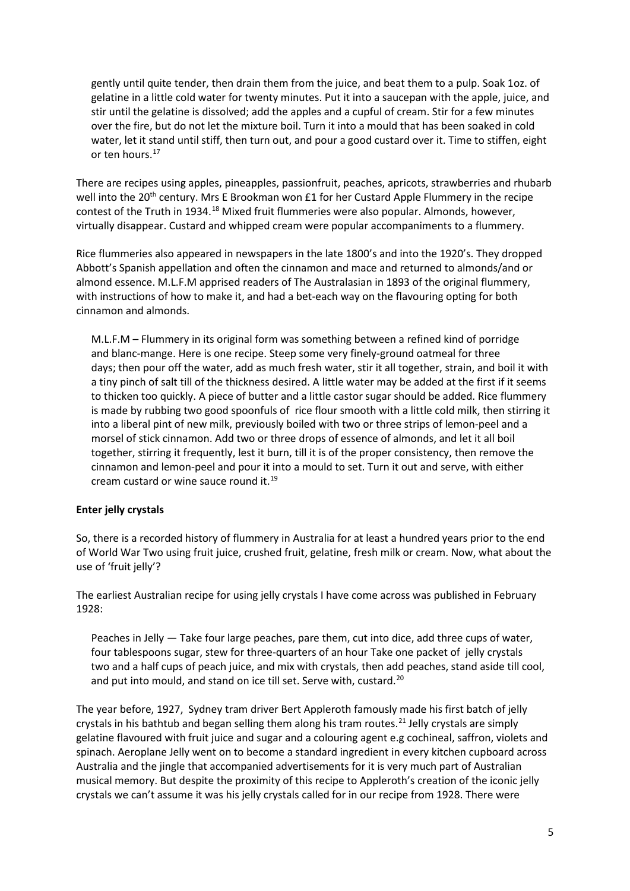gently until quite tender, then drain them from the juice, and beat them to a pulp. Soak 1oz. of gelatine in a little cold water for twenty minutes. Put it into a saucepan with the apple, juice, and stir until the gelatine is dissolved; add the apples and a cupful of cream. Stir for a few minutes over the fire, but do not let the mixture boil. Turn it into a mould that has been soaked in cold water, let it stand until stiff, then turn out, and pour a good custard over it. Time to stiffen, eight or ten hours.[17]

There are recipes using apples, pineapples, passionfruit, peaches, apricots, strawberries and rhubarb well into the 20th century. Mrs E Brookman won £1 for her Custard Apple Flummery in the recipe contest of the Truth in 1934.[18] Mixed fruit flummeries were also popular. Almonds, however, virtually disappear. Custard and whipped cream were popular accompaniments to a flummery.

Rice flummeries also appeared in newspapers in the late 1800's and into the 1920's. They dropped Abbott's Spanish appellation and often the cinnamon and mace and returned to almonds/and or almond essence. M.L.F.M apprised readers of The Australasian in 1893 of the original flummery, with instructions of how to make it, and had a bet-each way on the flavouring opting for both cinnamon and almonds.

> M.L.F.M – Flummery in its original form was something between a refined kind of porridge and blanc-mange. Here is one recipe. Steep some very finely-ground oatmeal for three days; then pour off the water, add as much fresh water, stir it all together, strain, and boil it with a tiny pinch of salt till of the thickness desired. A little water may be added at the first if it seems to thicken too quickly. A piece of butter and a little castor sugar should be added. Rice flummery is made by rubbing two good spoonfuls of rice flour smooth with a little cold milk, then stirring it into a liberal pint of new milk, previously boiled with two or three strips of lemon-peel and a morsel of stick cinnamon. Add two or three drops of essence of almonds, and let it all boil together, stirring it frequently, lest it burn, till it is of the proper consistency, then remove the cinnamon and lemon-peel and pour it into a mould to set. Turn it out and serve, with either cream custard or wine sauce round it.[19]

**Enter jelly crystals**

So, there is a recorded history of flummery in Australia for at least a hundred years prior to the end of World War Two using fruit juice, crushed fruit, gelatine, fresh milk or cream. Now, what about the use of 'fruit jelly'?

The earliest Australian recipe for using jelly crystals I have come across was published in February 1928:

> Peaches in Jelly — Take four large peaches, pare them, cut into dice, add three cups of water, four tablespoons sugar, stew for three-quarters of an hour Take one packet of jelly crystals two and a half cups of peach juice, and mix with crystals, then add peaches, stand aside till cool, and put into mould, and stand on ice till set. Serve with, custard.[20]

The year before, 1927, Sydney tram driver Bert Appleroth famously made his first batch of jelly crystals in his bathtub and began selling them along his tram routes.[21] Jelly crystals are simply gelatine flavoured with fruit juice and sugar and a colouring agent e.g cochineal, saffron, violets and spinach. Aeroplane Jelly went on to become a standard ingredient in every kitchen cupboard across Australia and the jingle that accompanied advertisements for it is very much part of Australian musical memory. But despite the proximity of this recipe to Appleroth's creation of the iconic jelly crystals we can't assume it was his jelly crystals called for in our recipe from 1928. There were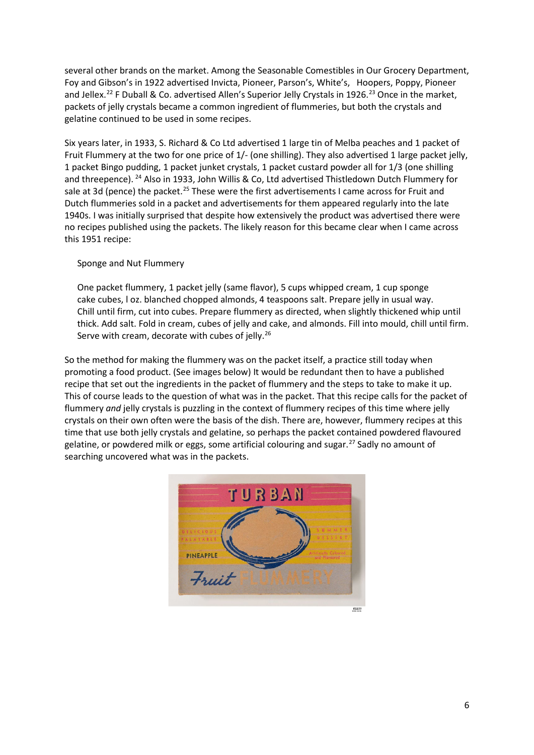several other brands on the market. Among the Seasonable Comestibles in Our Grocery Department, Foy and Gibson's in 1922 advertised Invicta, Pioneer, Parson's, White's, Hoopers, Poppy, Pioneer and Jellex.[22] F Duball & Co. advertised Allen's Superior Jelly Crystals in 1926.[23] Once in the market, packets of jelly crystals became a common ingredient of flummeries, but both the crystals and gelatine continued to be used in some recipes.

Six years later, in 1933, S. Richard & Co Ltd advertised 1 large tin of Melba peaches and 1 packet of Fruit Flummery at the two for one price of 1/- (one shilling). They also advertised 1 large packet jelly, 1 packet Bingo pudding, 1 packet junket crystals, 1 packet custard powder all for 1/3 (one shilling and threepence).[24] Also in 1933, John Willis & Co, Ltd advertised Thistledown Dutch Flummery for sale at 3d (pence) the packet.[25] These were the first advertisements I came across for Fruit and Dutch flummeries sold in a packet and advertisements for them appeared regularly into the late 1940s. I was initially surprised that despite how extensively the product was advertised there were no recipes published using the packets. The likely reason for this became clear when I came across this 1951 recipe:

> Sponge and Nut Flummery
>
> One packet flummery, 1 packet jelly (same flavor), 5 cups whipped cream, 1 cup sponge cake cubes, l oz. blanched chopped almonds, 4 teaspoons salt. Prepare jelly in usual way. Chill until firm, cut into cubes. Prepare flummery as directed, when slightly thickened whip until thick. Add salt. Fold in cream, cubes of jelly and cake, and almonds. Fill into mould, chill until firm. Serve with cream, decorate with cubes of jelly.[26]

So the method for making the flummery was on the packet itself, a practice still today when promoting a food product. (See images below) It would be redundant then to have a published recipe that set out the ingredients in the packet of flummery and the steps to take to make it up. This of course leads to the question of what was in the packet. That this recipe calls for the packet of flummery *and* jelly crystals is puzzling in the context of flummery recipes of this time where jelly crystals on their own often were the basis of the dish. There are, however, flummery recipes at this time that use both jelly crystals and gelatine, so perhaps the packet contained powdered flavoured gelatine, or powdered milk or eggs, some artificial colouring and sugar.[27] Sadly no amount of searching uncovered what was in the packets.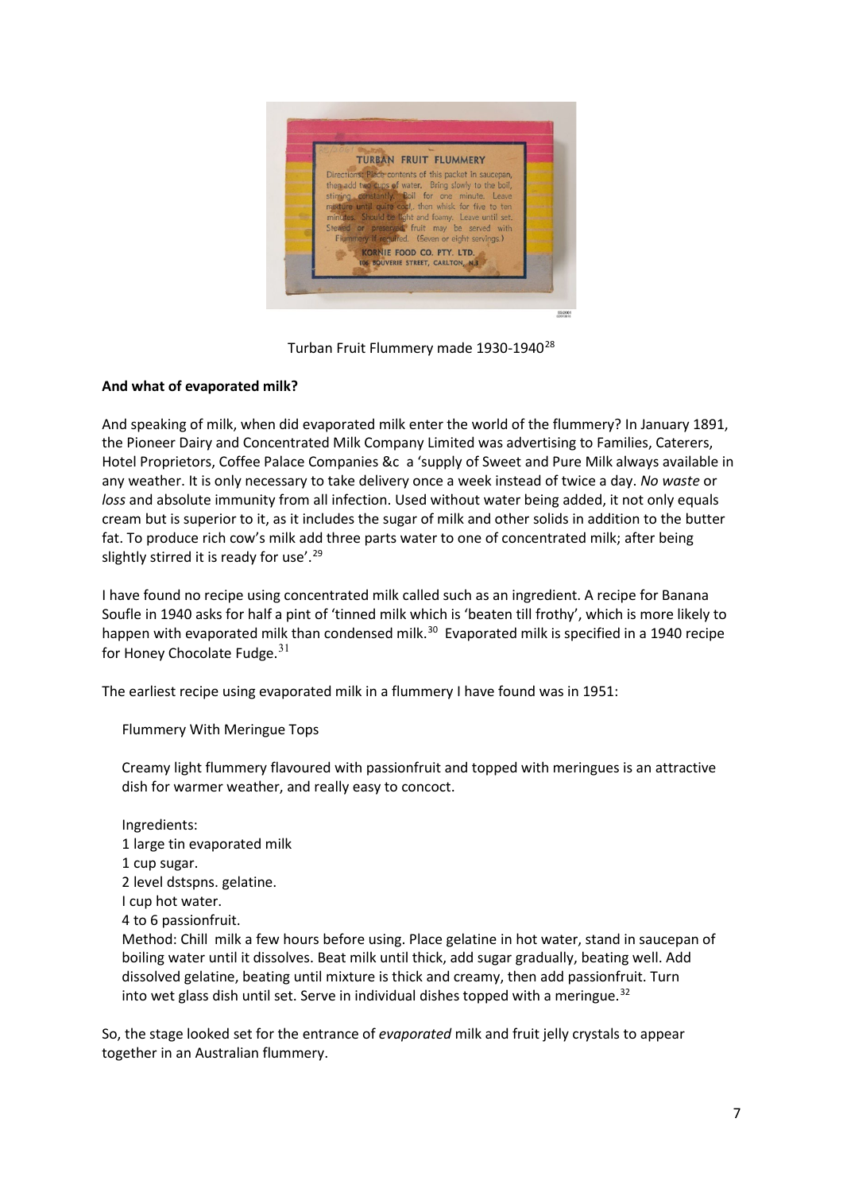Turban Fruit Flummery made 1930-1940[28]

**And what of evaporated milk?**

And speaking of milk, when did evaporated milk enter the world of the flummery? In January 1891, the Pioneer Dairy and Concentrated Milk Company Limited was advertising to Families, Caterers, Hotel Proprietors, Coffee Palace Companies &c a 'supply of Sweet and Pure Milk always available in any weather. It is only necessary to take delivery once a week instead of twice a day. *No waste* or *loss* and absolute immunity from all infection. Used without water being added, it not only equals cream but is superior to it, as it includes the sugar of milk and other solids in addition to the butter fat. To produce rich cow's milk add three parts water to one of concentrated milk; after being slightly stirred it is ready for use'.[29]

I have found no recipe using concentrated milk called such as an ingredient. A recipe for Banana Soufle in 1940 asks for half a pint of 'tinned milk which is 'beaten till frothy', which is more likely to happen with evaporated milk than condensed milk.[30] Evaporated milk is specified in a 1940 recipe for Honey Chocolate Fudge.[31]

The earliest recipe using evaporated milk in a flummery I have found was in 1951:

> Flummery With Meringue Tops
>
> Creamy light flummery flavoured with passionfruit and topped with meringues is an attractive dish for warmer weather, and really easy to concoct.
>
> Ingredients:
> 1 large tin evaporated milk
> 1 cup sugar.
> 2 level dstspns. gelatine.
> I cup hot water.
> 4 to 6 passionfruit.
> Method: Chill milk a few hours before using. Place gelatine in hot water, stand in saucepan of boiling water until it dissolves. Beat milk until thick, add sugar gradually, beating well. Add dissolved gelatine, beating until mixture is thick and creamy, then add passionfruit. Turn into wet glass dish until set. Serve in individual dishes topped with a meringue.[32]

So, the stage looked set for the entrance of *evaporated* milk and fruit jelly crystals to appear together in an Australian flummery.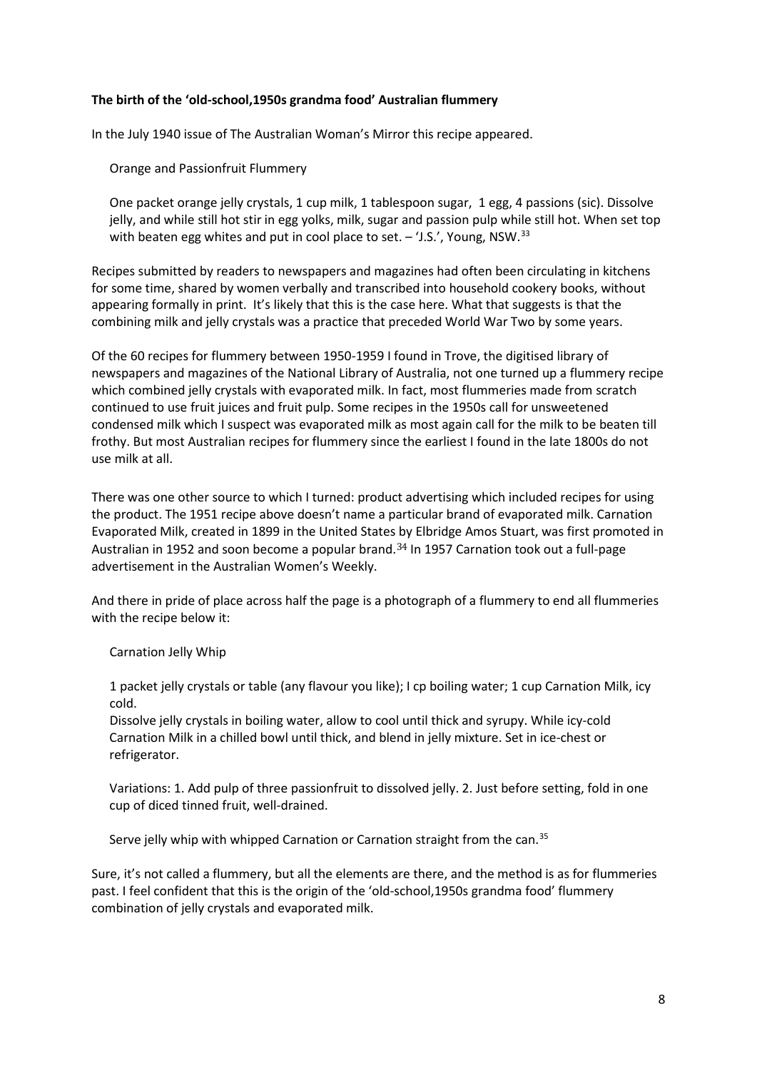**The birth of the 'old-school,1950s grandma food' Australian flummery**

In the July 1940 issue of The Australian Woman's Mirror this recipe appeared.

> Orange and Passionfruit Flummery
>
> One packet orange jelly crystals, 1 cup milk, 1 tablespoon sugar, 1 egg, 4 passions (sic). Dissolve jelly, and while still hot stir in egg yolks, milk, sugar and passion pulp while still hot. When set top with beaten egg whites and put in cool place to set. – 'J.S.', Young, NSW.[33]

Recipes submitted by readers to newspapers and magazines had often been circulating in kitchens for some time, shared by women verbally and transcribed into household cookery books, without appearing formally in print. It's likely that this is the case here. What that suggests is that the combining milk and jelly crystals was a practice that preceded World War Two by some years.

Of the 60 recipes for flummery between 1950-1959 I found in Trove, the digitised library of newspapers and magazines of the National Library of Australia, not one turned up a flummery recipe which combined jelly crystals with evaporated milk. In fact, most flummeries made from scratch continued to use fruit juices and fruit pulp. Some recipes in the 1950s call for unsweetened condensed milk which I suspect was evaporated milk as most again call for the milk to be beaten till frothy. But most Australian recipes for flummery since the earliest I found in the late 1800s do not use milk at all.

There was one other source to which I turned: product advertising which included recipes for using the product. The 1951 recipe above doesn't name a particular brand of evaporated milk. Carnation Evaporated Milk, created in 1899 in the United States by Elbridge Amos Stuart, was first promoted in Australian in 1952 and soon become a popular brand.[34] In 1957 Carnation took out a full-page advertisement in the Australian Women's Weekly.

And there in pride of place across half the page is a photograph of a flummery to end all flummeries with the recipe below it:

> Carnation Jelly Whip
>
> 1 packet jelly crystals or table (any flavour you like); I cp boiling water; 1 cup Carnation Milk, icy cold.
> Dissolve jelly crystals in boiling water, allow to cool until thick and syrupy. While icy-cold Carnation Milk in a chilled bowl until thick, and blend in jelly mixture. Set in ice-chest or refrigerator.
>
> Variations: 1. Add pulp of three passionfruit to dissolved jelly. 2. Just before setting, fold in one cup of diced tinned fruit, well-drained.
>
> Serve jelly whip with whipped Carnation or Carnation straight from the can.[35]

Sure, it's not called a flummery, but all the elements are there, and the method is as for flummeries past. I feel confident that this is the origin of the 'old-school,1950s grandma food' flummery combination of jelly crystals and evaporated milk.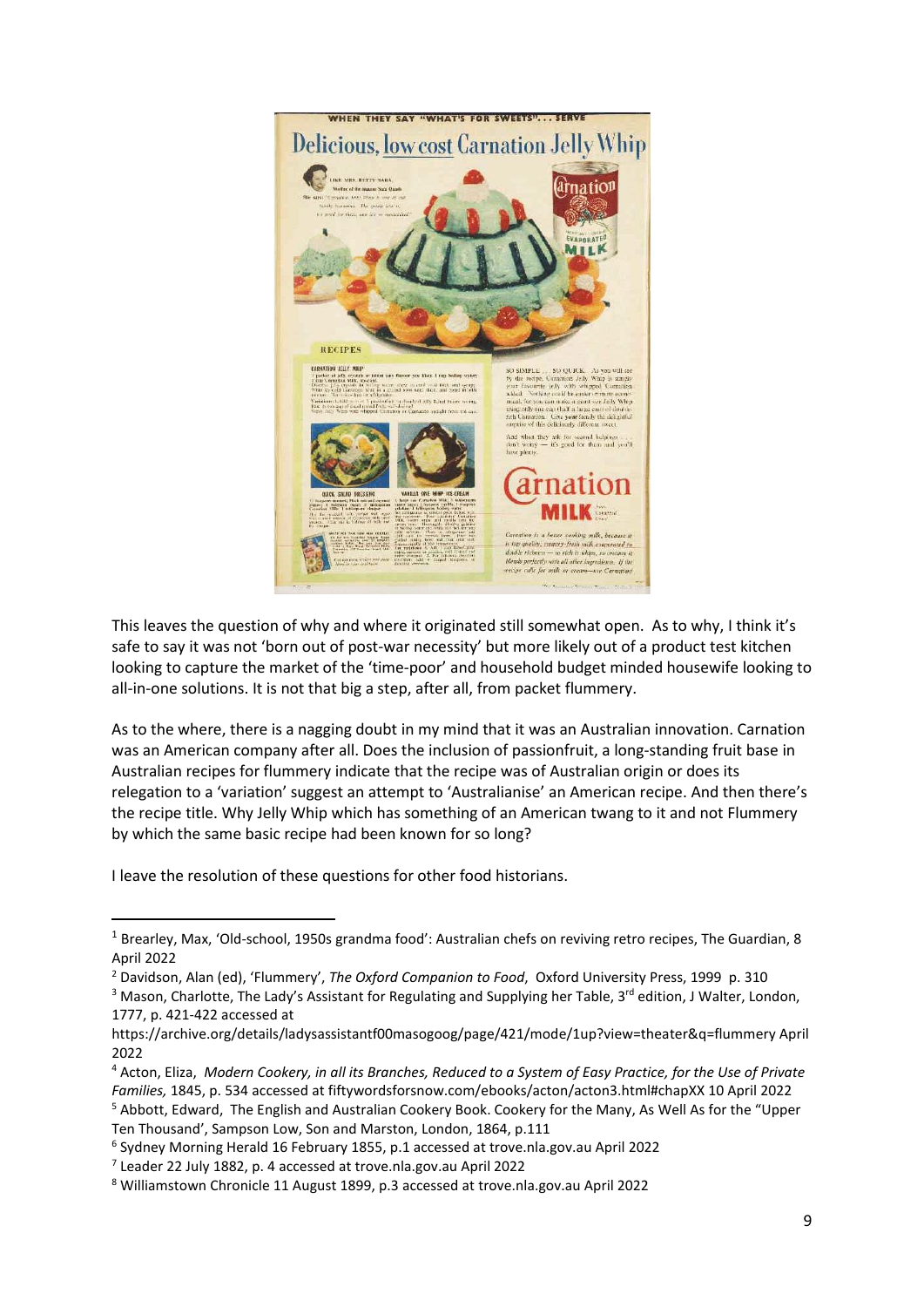This leaves the question of why and where it originated still somewhat open. As to why, I think it's safe to say it was not 'born out of post-war necessity' but more likely out of a product test kitchen looking to capture the market of the 'time-poor' and household budget minded housewife looking to all-in-one solutions. It is not that big a step, after all, from packet flummery.

As to the where, there is a nagging doubt in my mind that it was an Australian innovation. Carnation was an American company after all. Does the inclusion of passionfruit, a long-standing fruit base in Australian recipes for flummery indicate that the recipe was of Australian origin or does its relegation to a 'variation' suggest an attempt to 'Australianise' an American recipe. And then there's the recipe title. Why Jelly Whip which has something of an American twang to it and not Flummery by which the same basic recipe had been known for so long?

I leave the resolution of these questions for other food historians.

---

[1] Brearley, Max, 'Old-school, 1950s grandma food': Australian chefs on reviving retro recipes, The Guardian, 8 April 2022

[2] Davidson, Alan (ed), 'Flummery', *The Oxford Companion to Food*, Oxford University Press, 1999 p. 310

[3] Mason, Charlotte, The Lady's Assistant for Regulating and Supplying her Table, 3rd edition, J Walter, London, 1777, p. 421-422 accessed at https://archive.org/details/ladysassistantf00masogoog/page/421/mode/1up?view=theater&q=flummery April 2022

[4] Acton, Eliza, *Modern Cookery, in all its Branches, Reduced to a System of Easy Practice, for the Use of Private Families,* 1845, p. 534 accessed at fiftywordsforsnow.com/ebooks/acton/acton3.html#chapXX 10 April 2022

[5] Abbott, Edward, The English and Australian Cookery Book. Cookery for the Many, As Well As for the "Upper Ten Thousand", Sampson Low, Son and Marston, London, 1864, p.111

[6] Sydney Morning Herald 16 February 1855, p.1 accessed at trove.nla.gov.au April 2022

[7] Leader 22 July 1882, p. 4 accessed at trove.nla.gov.au April 2022

[8] Williamstown Chronicle 11 August 1899, p.3 accessed at trove.nla.gov.au April 2022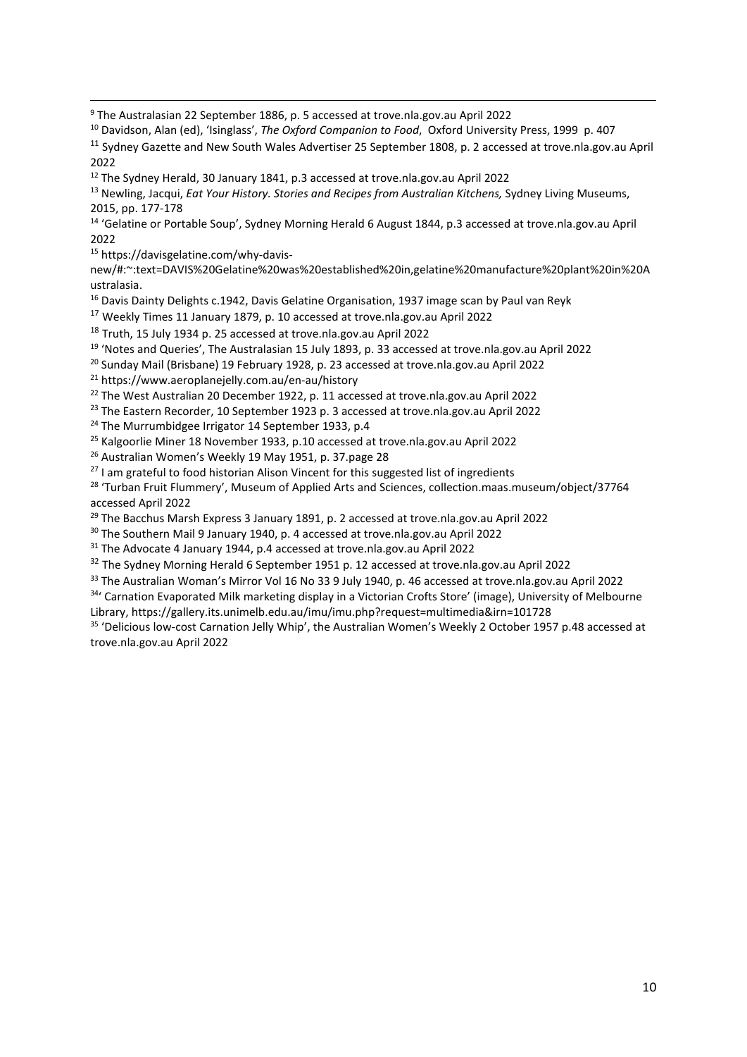[9] The Australasian 22 September 1886, p. 5 accessed at trove.nla.gov.au April 2022

[10] Davidson, Alan (ed), 'Isinglass', *The Oxford Companion to Food*, Oxford University Press, 1999 p. 407

[11] Sydney Gazette and New South Wales Advertiser 25 September 1808, p. 2 accessed at trove.nla.gov.au April 2022

[12] The Sydney Herald, 30 January 1841, p.3 accessed at trove.nla.gov.au April 2022

[13] Newling, Jacqui, *Eat Your History. Stories and Recipes from Australian Kitchens,* Sydney Living Museums, 2015, pp. 177-178

[14] 'Gelatine or Portable Soup', Sydney Morning Herald 6 August 1844, p.3 accessed at trove.nla.gov.au April 2022

[15] https://davisgelatine.com/why-davis-new/#:~:text=DAVIS%20Gelatine%20was%20established%20in,gelatine%20manufacture%20plant%20in%20Australasia.

[16] Davis Dainty Delights c.1942, Davis Gelatine Organisation, 1937 image scan by Paul van Reyk

[17] Weekly Times 11 January 1879, p. 10 accessed at trove.nla.gov.au April 2022

[18] Truth, 15 July 1934 p. 25 accessed at trove.nla.gov.au April 2022

[19] 'Notes and Queries', The Australasian 15 July 1893, p. 33 accessed at trove.nla.gov.au April 2022

[20] Sunday Mail (Brisbane) 19 February 1928, p. 23 accessed at trove.nla.gov.au April 2022

[21] https://www.aeroplanejelly.com.au/en-au/history

[22] The West Australian 20 December 1922, p. 11 accessed at trove.nla.gov.au April 2022

[23] The Eastern Recorder, 10 September 1923 p. 3 accessed at trove.nla.gov.au April 2022

[24] The Murrumbidgee Irrigator 14 September 1933, p.4

[25] Kalgoorlie Miner 18 November 1933, p.10 accessed at trove.nla.gov.au April 2022

[26] Australian Women's Weekly 19 May 1951, p. 37.page 28

[27] I am grateful to food historian Alison Vincent for this suggested list of ingredients

[28] 'Turban Fruit Flummery', Museum of Applied Arts and Sciences, collection.maas.museum/object/37764 accessed April 2022

[29] The Bacchus Marsh Express 3 January 1891, p. 2 accessed at trove.nla.gov.au April 2022

[30] The Southern Mail 9 January 1940, p. 4 accessed at trove.nla.gov.au April 2022

[31] The Advocate 4 January 1944, p.4 accessed at trove.nla.gov.au April 2022

[32] The Sydney Morning Herald 6 September 1951 p. 12 accessed at trove.nla.gov.au April 2022

[33] The Australian Woman's Mirror Vol 16 No 33 9 July 1940, p. 46 accessed at trove.nla.gov.au April 2022

[34] ' Carnation Evaporated Milk marketing display in a Victorian Crofts Store' (image), University of Melbourne Library, https://gallery.its.unimelb.edu.au/imu/imu.php?request=multimedia&irn=101728

[35] 'Delicious low-cost Carnation Jelly Whip', the Australian Women's Weekly 2 October 1957 p.48 accessed at trove.nla.gov.au April 2022